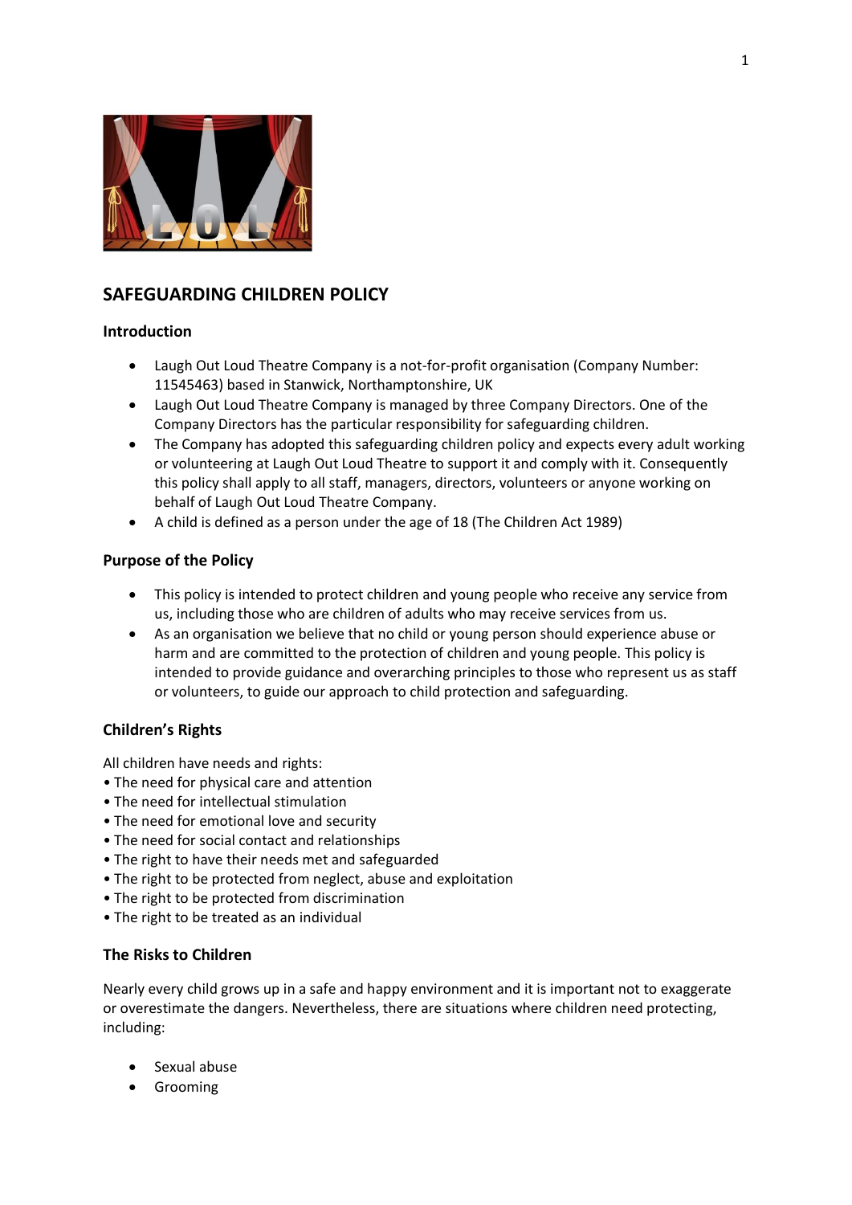## SAFEGUARDING CHILDREN POLICY

### Introduction

- Laugh Out Loud Theatre Company is a not-for-profit organisation (Company Number: 11545463) based in Stanwick, Northamptonshire, UK
- Laugh Out Loud Theatre Company is managed by three Company Directors. One of the Company Directors has the particular responsibility for safeguarding children.
- The Company has adopted this safeguarding children policy and expects every adult working or volunteering at Laugh Out Loud Theatre to support it and comply with it. Consequently this policy shall apply to all staff, managers, directors, volunteers or anyone working on behalf of Laugh Out Loud Theatre Company.
- A child is defined as a person under the age of 18 (The Children Act 1989)

### Purpose of the Policy

- This policy is intended to protect children and young people who receive any service from us, including those who are children of adults who may receive services from us.
- As an organisation we believe that no child or young person should experience abuse or harm and are committed to the protection of children and young people. This policy is intended to provide guidance and overarching principles to those who represent us as staff or volunteers, to guide our approach to child protection and safeguarding.

### Children's Rights

All children have needs and rights:

- The need for physical care and attention
- The need for intellectual stimulation
- The need for emotional love and security
- The need for social contact and relationships
- The right to have their needs met and safeguarded
- The right to be protected from neglect, abuse and exploitation
- The right to be protected from discrimination
- The right to be treated as an individual

### The Risks to Children

Nearly every child grows up in a safe and happy environment and it is important not to exaggerate or overestimate the dangers. Nevertheless, there are situations where children need protecting, including:

- Sexual abuse
- Grooming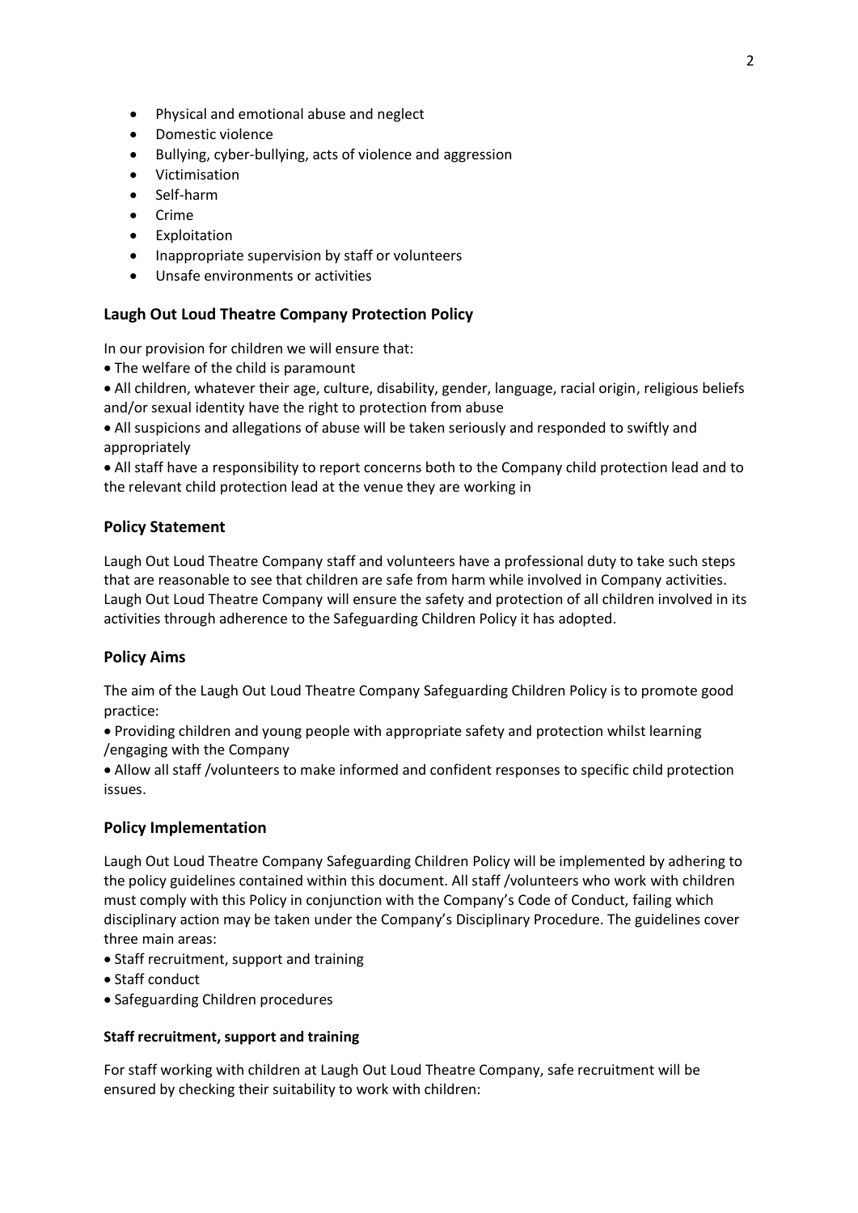- Physical and emotional abuse and neglect
- Domestic violence
- Bullying, cyber-bullying, acts of violence and aggression
- Victimisation
- Self-harm
- Crime
- Exploitation
- Inappropriate supervision by staff or volunteers
- Unsafe environments or activities

## Laugh Out Loud Theatre Company Protection Policy

In our provision for children we will ensure that:

- The welfare of the child is paramount
- All children, whatever their age, culture, disability, gender, language, racial origin, religious beliefs and/or sexual identity have the right to protection from abuse
- All suspicions and allegations of abuse will be taken seriously and responded to swiftly and appropriately
- All staff have a responsibility to report concerns both to the Company child protection lead and to the relevant child protection lead at the venue they are working in

## Policy Statement

Laugh Out Loud Theatre Company staff and volunteers have a professional duty to take such steps that are reasonable to see that children are safe from harm while involved in Company activities. Laugh Out Loud Theatre Company will ensure the safety and protection of all children involved in its activities through adherence to the Safeguarding Children Policy it has adopted.

## Policy Aims

The aim of the Laugh Out Loud Theatre Company Safeguarding Children Policy is to promote good practice:

- Providing children and young people with appropriate safety and protection whilst learning /engaging with the Company
- Allow all staff /volunteers to make informed and confident responses to specific child protection issues.

## Policy Implementation

Laugh Out Loud Theatre Company Safeguarding Children Policy will be implemented by adhering to the policy guidelines contained within this document. All staff /volunteers who work with children must comply with this Policy in conjunction with the Company's Code of Conduct, failing which disciplinary action may be taken under the Company's Disciplinary Procedure. The guidelines cover three main areas:

- Staff recruitment, support and training
- Staff conduct
- Safeguarding Children procedures

### Staff recruitment, support and training

For staff working with children at Laugh Out Loud Theatre Company, safe recruitment will be ensured by checking their suitability to work with children: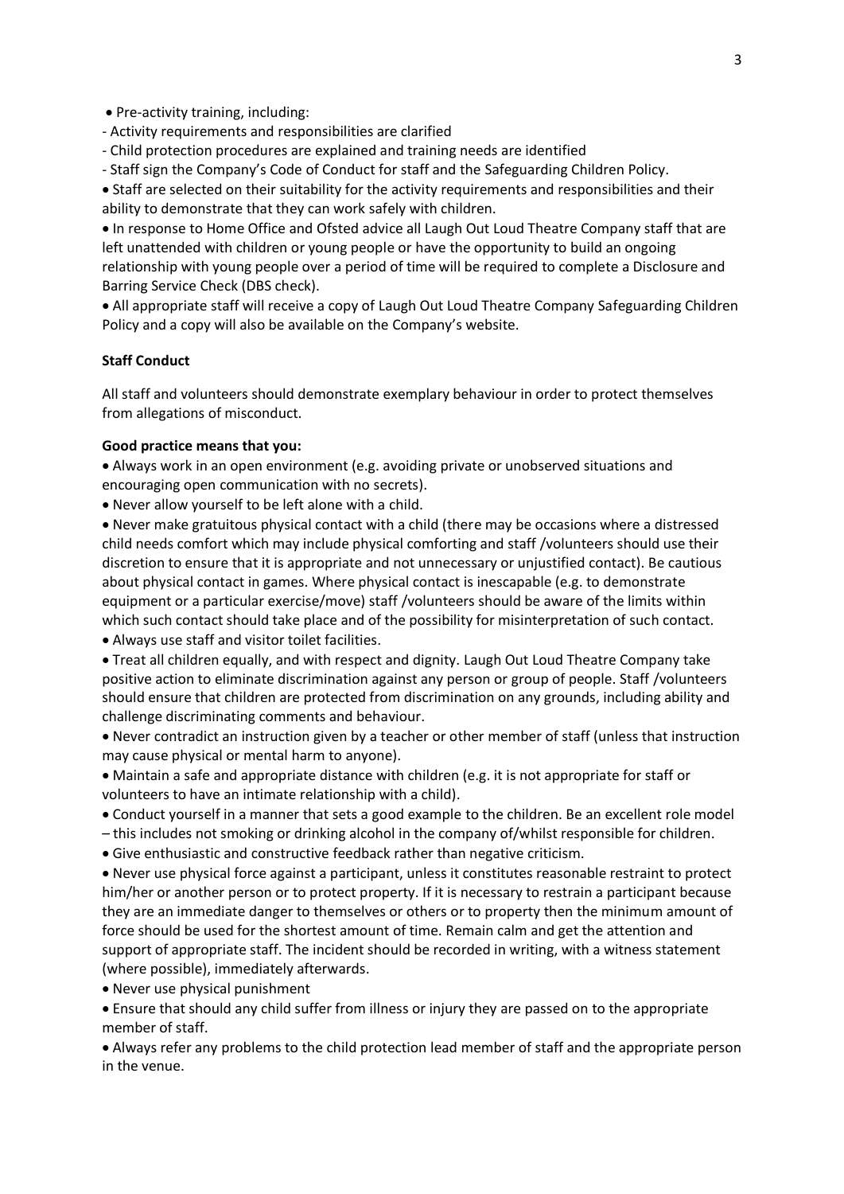- Pre-activity training, including:
  - Activity requirements and responsibilities are clarified
  - Child protection procedures are explained and training needs are identified
  - Staff sign the Company's Code of Conduct for staff and the Safeguarding Children Policy.
- Staff are selected on their suitability for the activity requirements and responsibilities and their ability to demonstrate that they can work safely with children.
- In response to Home Office and Ofsted advice all Laugh Out Loud Theatre Company staff that are left unattended with children or young people or have the opportunity to build an ongoing relationship with young people over a period of time will be required to complete a Disclosure and Barring Service Check (DBS check).
- All appropriate staff will receive a copy of Laugh Out Loud Theatre Company Safeguarding Children Policy and a copy will also be available on the Company's website.

**Staff Conduct**

All staff and volunteers should demonstrate exemplary behaviour in order to protect themselves from allegations of misconduct.

**Good practice means that you:**

- Always work in an open environment (e.g. avoiding private or unobserved situations and encouraging open communication with no secrets).
- Never allow yourself to be left alone with a child.
- Never make gratuitous physical contact with a child (there may be occasions where a distressed child needs comfort which may include physical comforting and staff /volunteers should use their discretion to ensure that it is appropriate and not unnecessary or unjustified contact). Be cautious about physical contact in games. Where physical contact is inescapable (e.g. to demonstrate equipment or a particular exercise/move) staff /volunteers should be aware of the limits within which such contact should take place and of the possibility for misinterpretation of such contact.
- Always use staff and visitor toilet facilities.
- Treat all children equally, and with respect and dignity. Laugh Out Loud Theatre Company take positive action to eliminate discrimination against any person or group of people. Staff /volunteers should ensure that children are protected from discrimination on any grounds, including ability and challenge discriminating comments and behaviour.
- Never contradict an instruction given by a teacher or other member of staff (unless that instruction may cause physical or mental harm to anyone).
- Maintain a safe and appropriate distance with children (e.g. it is not appropriate for staff or volunteers to have an intimate relationship with a child).
- Conduct yourself in a manner that sets a good example to the children. Be an excellent role model – this includes not smoking or drinking alcohol in the company of/whilst responsible for children.
- Give enthusiastic and constructive feedback rather than negative criticism.
- Never use physical force against a participant, unless it constitutes reasonable restraint to protect him/her or another person or to protect property. If it is necessary to restrain a participant because they are an immediate danger to themselves or others or to property then the minimum amount of force should be used for the shortest amount of time. Remain calm and get the attention and support of appropriate staff. The incident should be recorded in writing, with a witness statement (where possible), immediately afterwards.
- Never use physical punishment
- Ensure that should any child suffer from illness or injury they are passed on to the appropriate member of staff.
- Always refer any problems to the child protection lead member of staff and the appropriate person in the venue.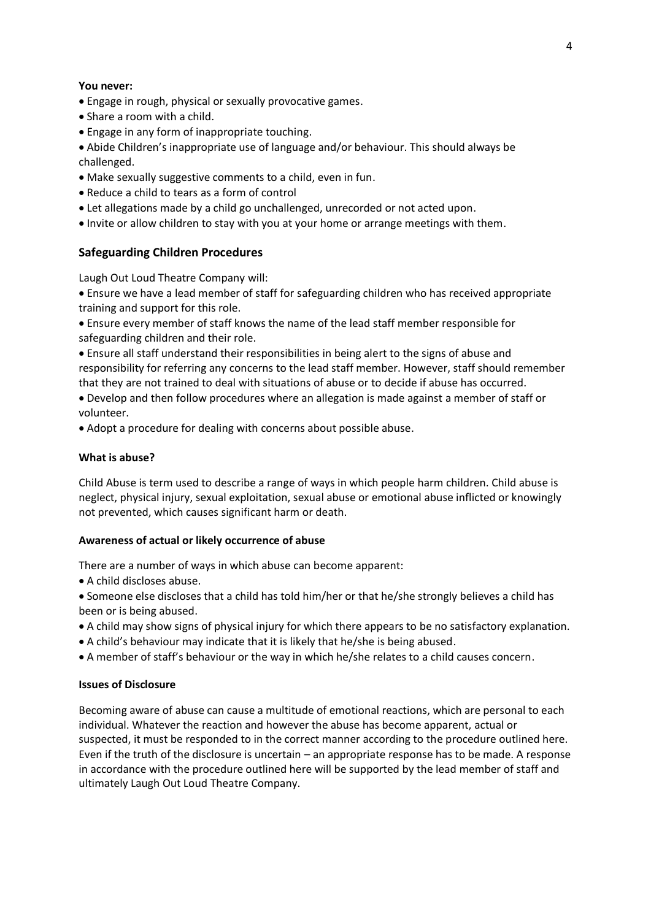**You never:**

- Engage in rough, physical or sexually provocative games.
- Share a room with a child.
- Engage in any form of inappropriate touching.
- Abide Children's inappropriate use of language and/or behaviour. This should always be challenged.
- Make sexually suggestive comments to a child, even in fun.
- Reduce a child to tears as a form of control
- Let allegations made by a child go unchallenged, unrecorded or not acted upon.
- Invite or allow children to stay with you at your home or arrange meetings with them.

## Safeguarding Children Procedures

Laugh Out Loud Theatre Company will:

- Ensure we have a lead member of staff for safeguarding children who has received appropriate training and support for this role.
- Ensure every member of staff knows the name of the lead staff member responsible for safeguarding children and their role.
- Ensure all staff understand their responsibilities in being alert to the signs of abuse and responsibility for referring any concerns to the lead staff member. However, staff should remember that they are not trained to deal with situations of abuse or to decide if abuse has occurred.
- Develop and then follow procedures where an allegation is made against a member of staff or volunteer.
- Adopt a procedure for dealing with concerns about possible abuse.

**What is abuse?**

Child Abuse is term used to describe a range of ways in which people harm children. Child abuse is neglect, physical injury, sexual exploitation, sexual abuse or emotional abuse inflicted or knowingly not prevented, which causes significant harm or death.

**Awareness of actual or likely occurrence of abuse**

There are a number of ways in which abuse can become apparent:

- A child discloses abuse.
- Someone else discloses that a child has told him/her or that he/she strongly believes a child has been or is being abused.
- A child may show signs of physical injury for which there appears to be no satisfactory explanation.
- A child's behaviour may indicate that it is likely that he/she is being abused.
- A member of staff's behaviour or the way in which he/she relates to a child causes concern.

**Issues of Disclosure**

Becoming aware of abuse can cause a multitude of emotional reactions, which are personal to each individual. Whatever the reaction and however the abuse has become apparent, actual or suspected, it must be responded to in the correct manner according to the procedure outlined here. Even if the truth of the disclosure is uncertain – an appropriate response has to be made. A response in accordance with the procedure outlined here will be supported by the lead member of staff and ultimately Laugh Out Loud Theatre Company.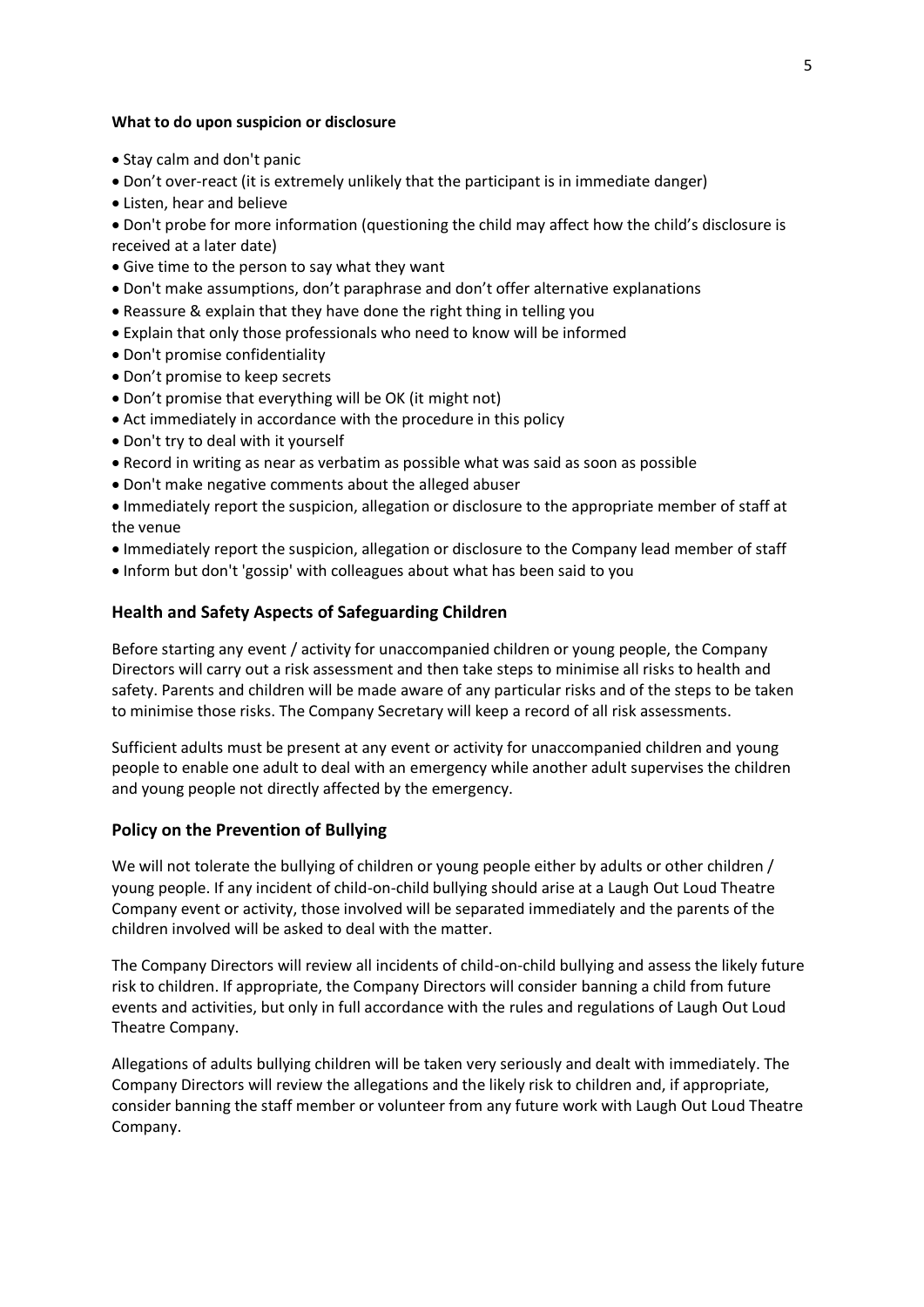**What to do upon suspicion or disclosure**

- Stay calm and don't panic
- Don't over-react (it is extremely unlikely that the participant is in immediate danger)
- Listen, hear and believe
- Don't probe for more information (questioning the child may affect how the child's disclosure is received at a later date)
- Give time to the person to say what they want
- Don't make assumptions, don't paraphrase and don't offer alternative explanations
- Reassure & explain that they have done the right thing in telling you
- Explain that only those professionals who need to know will be informed
- Don't promise confidentiality
- Don't promise to keep secrets
- Don't promise that everything will be OK (it might not)
- Act immediately in accordance with the procedure in this policy
- Don't try to deal with it yourself
- Record in writing as near as verbatim as possible what was said as soon as possible
- Don't make negative comments about the alleged abuser
- Immediately report the suspicion, allegation or disclosure to the appropriate member of staff at the venue
- Immediately report the suspicion, allegation or disclosure to the Company lead member of staff
- Inform but don't 'gossip' with colleagues about what has been said to you

## Health and Safety Aspects of Safeguarding Children

Before starting any event / activity for unaccompanied children or young people, the Company Directors will carry out a risk assessment and then take steps to minimise all risks to health and safety. Parents and children will be made aware of any particular risks and of the steps to be taken to minimise those risks. The Company Secretary will keep a record of all risk assessments.

Sufficient adults must be present at any event or activity for unaccompanied children and young people to enable one adult to deal with an emergency while another adult supervises the children and young people not directly affected by the emergency.

## Policy on the Prevention of Bullying

We will not tolerate the bullying of children or young people either by adults or other children / young people. If any incident of child-on-child bullying should arise at a Laugh Out Loud Theatre Company event or activity, those involved will be separated immediately and the parents of the children involved will be asked to deal with the matter.

The Company Directors will review all incidents of child-on-child bullying and assess the likely future risk to children. If appropriate, the Company Directors will consider banning a child from future events and activities, but only in full accordance with the rules and regulations of Laugh Out Loud Theatre Company.

Allegations of adults bullying children will be taken very seriously and dealt with immediately. The Company Directors will review the allegations and the likely risk to children and, if appropriate, consider banning the staff member or volunteer from any future work with Laugh Out Loud Theatre Company.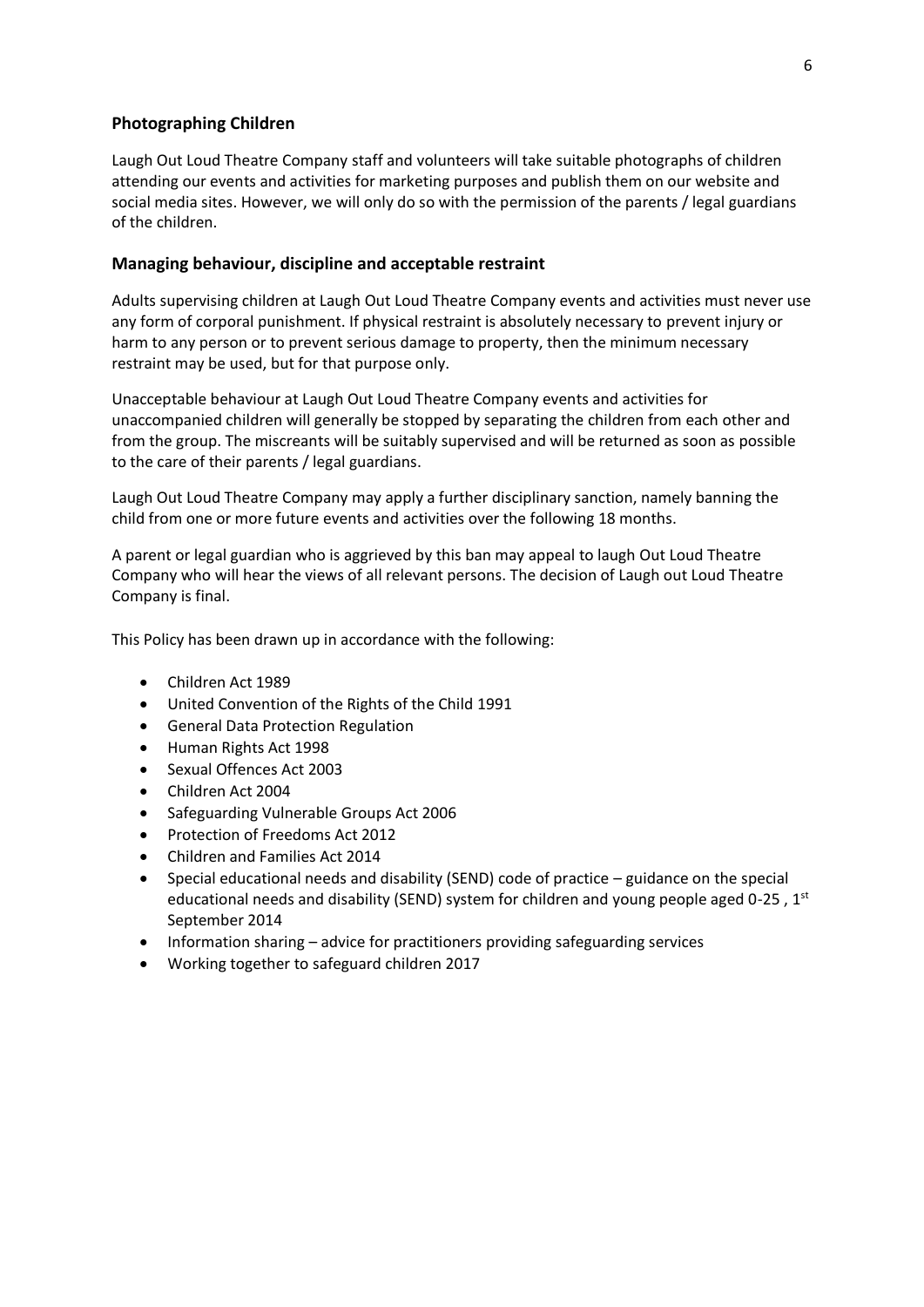## Photographing Children

Laugh Out Loud Theatre Company staff and volunteers will take suitable photographs of children attending our events and activities for marketing purposes and publish them on our website and social media sites. However, we will only do so with the permission of the parents / legal guardians of the children.

## Managing behaviour, discipline and acceptable restraint

Adults supervising children at Laugh Out Loud Theatre Company events and activities must never use any form of corporal punishment. If physical restraint is absolutely necessary to prevent injury or harm to any person or to prevent serious damage to property, then the minimum necessary restraint may be used, but for that purpose only.

Unacceptable behaviour at Laugh Out Loud Theatre Company events and activities for unaccompanied children will generally be stopped by separating the children from each other and from the group. The miscreants will be suitably supervised and will be returned as soon as possible to the care of their parents / legal guardians.

Laugh Out Loud Theatre Company may apply a further disciplinary sanction, namely banning the child from one or more future events and activities over the following 18 months.

A parent or legal guardian who is aggrieved by this ban may appeal to laugh Out Loud Theatre Company who will hear the views of all relevant persons. The decision of Laugh out Loud Theatre Company is final.

This Policy has been drawn up in accordance with the following:

- Children Act 1989
- United Convention of the Rights of the Child 1991
- General Data Protection Regulation
- Human Rights Act 1998
- Sexual Offences Act 2003
- Children Act 2004
- Safeguarding Vulnerable Groups Act 2006
- Protection of Freedoms Act 2012
- Children and Families Act 2014
- Special educational needs and disability (SEND) code of practice – guidance on the special educational needs and disability (SEND) system for children and young people aged 0-25 , 1st September 2014
- Information sharing – advice for practitioners providing safeguarding services
- Working together to safeguard children 2017